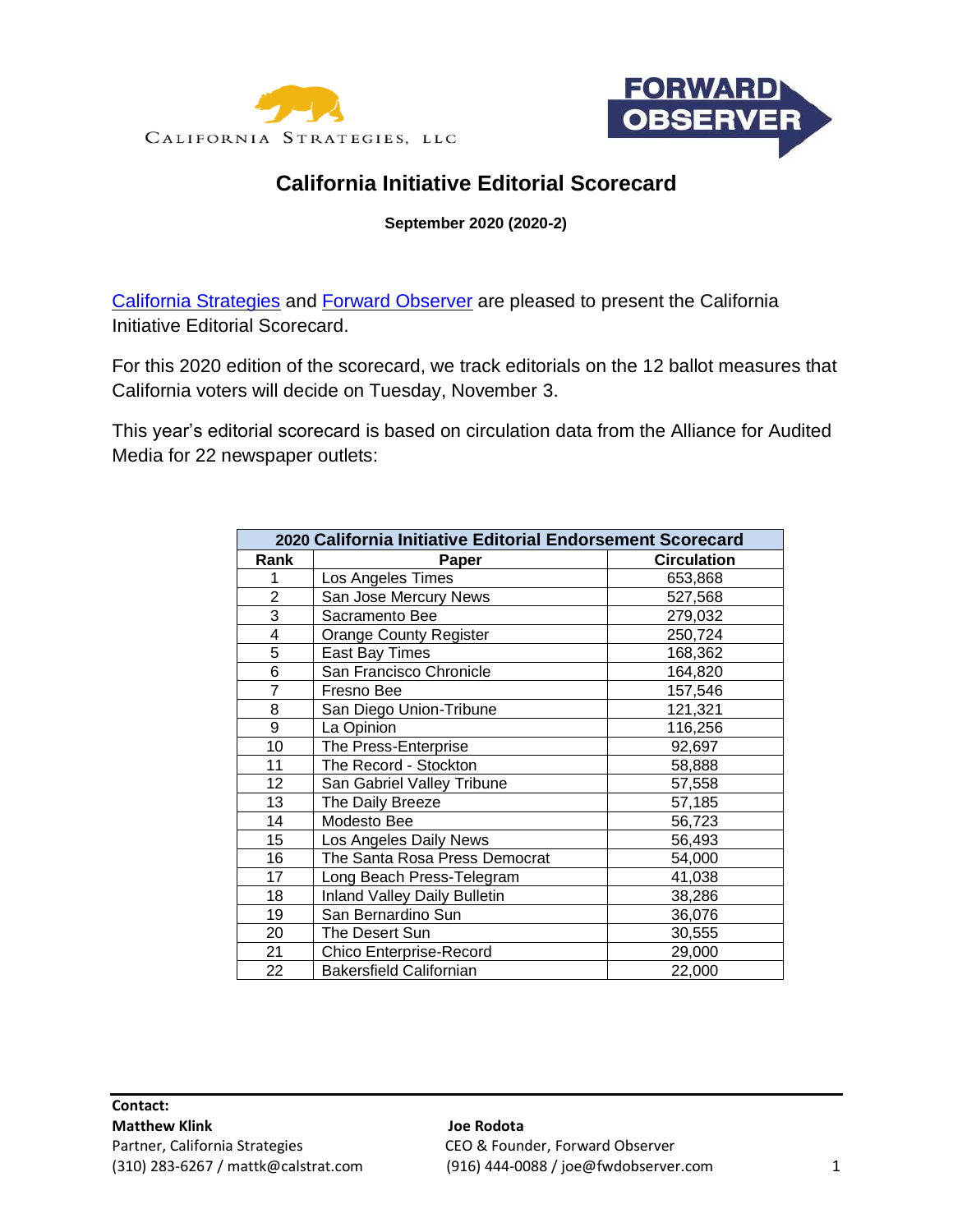CALIFORNIA STRATEGIES, LLC

FORWARD OBSERVER

# California Initiative Editorial Scorecard

**September 2020 (2020-2)**

California Strategies and Forward Observer are pleased to present the California Initiative Editorial Scorecard.

For this 2020 edition of the scorecard, we track editorials on the 12 ballot measures that California voters will decide on Tuesday, November 3.

This year's editorial scorecard is based on circulation data from the Alliance for Audited Media for 22 newspaper outlets:

| 2020 California Initiative Editorial Endorsement Scorecard | | |
|---|---|---|
| **Rank** | **Paper** | **Circulation** |
| 1 | Los Angeles Times | 653,868 |
| 2 | San Jose Mercury News | 527,568 |
| 3 | Sacramento Bee | 279,032 |
| 4 | Orange County Register | 250,724 |
| 5 | East Bay Times | 168,362 |
| 6 | San Francisco Chronicle | 164,820 |
| 7 | Fresno Bee | 157,546 |
| 8 | San Diego Union-Tribune | 121,321 |
| 9 | La Opinion | 116,256 |
| 10 | The Press-Enterprise | 92,697 |
| 11 | The Record - Stockton | 58,888 |
| 12 | San Gabriel Valley Tribune | 57,558 |
| 13 | The Daily Breeze | 57,185 |
| 14 | Modesto Bee | 56,723 |
| 15 | Los Angeles Daily News | 56,493 |
| 16 | The Santa Rosa Press Democrat | 54,000 |
| 17 | Long Beach Press-Telegram | 41,038 |
| 18 | Inland Valley Daily Bulletin | 38,286 |
| 19 | San Bernardino Sun | 36,076 |
| 20 | The Desert Sun | 30,555 |
| 21 | Chico Enterprise-Record | 29,000 |
| 22 | Bakersfield Californian | 22,000 |

**Contact:**

**Matthew Klink**
Partner, California Strategies
(310) 283-6267 / mattk@calstrat.com

**Joe Rodota**
CEO & Founder, Forward Observer
(916) 444-0088 / joe@fwdobserver.com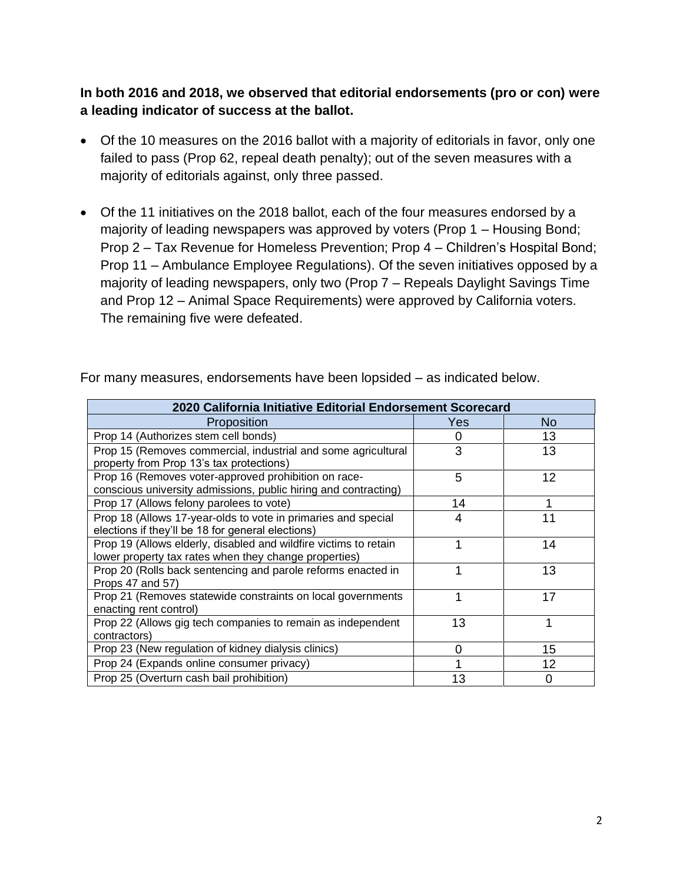**In both 2016 and 2018, we observed that editorial endorsements (pro or con) were a leading indicator of success at the ballot.**

- Of the 10 measures on the 2016 ballot with a majority of editorials in favor, only one failed to pass (Prop 62, repeal death penalty); out of the seven measures with a majority of editorials against, only three passed.
- Of the 11 initiatives on the 2018 ballot, each of the four measures endorsed by a majority of leading newspapers was approved by voters (Prop 1 – Housing Bond; Prop 2 – Tax Revenue for Homeless Prevention; Prop 4 – Children's Hospital Bond; Prop 11 – Ambulance Employee Regulations). Of the seven initiatives opposed by a majority of leading newspapers, only two (Prop 7 – Repeals Daylight Savings Time and Prop 12 – Animal Space Requirements) were approved by California voters. The remaining five were defeated.

For many measures, endorsements have been lopsided – as indicated below.

| 2020 California Initiative Editorial Endorsement Scorecard | | |
|---|---|---|
| Proposition | Yes | No |
| Prop 14 (Authorizes stem cell bonds) | 0 | 13 |
| Prop 15 (Removes commercial, industrial and some agricultural property from Prop 13's tax protections) | 3 | 13 |
| Prop 16 (Removes voter-approved prohibition on race-conscious university admissions, public hiring and contracting) | 5 | 12 |
| Prop 17 (Allows felony parolees to vote) | 14 | 1 |
| Prop 18 (Allows 17-year-olds to vote in primaries and special elections if they'll be 18 for general elections) | 4 | 11 |
| Prop 19 (Allows elderly, disabled and wildfire victims to retain lower property tax rates when they change properties) | 1 | 14 |
| Prop 20 (Rolls back sentencing and parole reforms enacted in Props 47 and 57) | 1 | 13 |
| Prop 21 (Removes statewide constraints on local governments enacting rent control) | 1 | 17 |
| Prop 22 (Allows gig tech companies to remain as independent contractors) | 13 | 1 |
| Prop 23 (New regulation of kidney dialysis clinics) | 0 | 15 |
| Prop 24 (Expands online consumer privacy) | 1 | 12 |
| Prop 25 (Overturn cash bail prohibition) | 13 | 0 |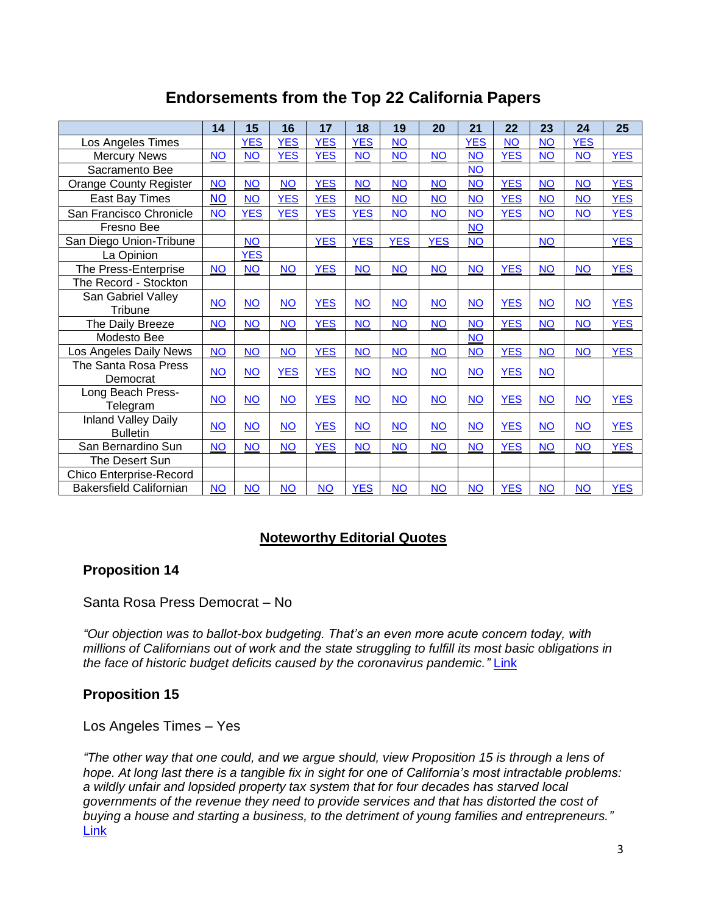## Endorsements from the Top 22 California Papers

| | 14 | 15 | 16 | 17 | 18 | 19 | 20 | 21 | 22 | 23 | 24 | 25 |
|---|---|---|---|---|---|---|---|---|---|---|---|---|
| Los Angeles Times | | YES | YES | YES | YES | NO | | YES | NO | NO | YES | |
| Mercury News | NO | NO | YES | YES | NO | NO | NO | NO | YES | NO | NO | YES |
| Sacramento Bee | | | | | | | | NO | | | | |
| Orange County Register | NO | NO | NO | YES | NO | NO | NO | NO | YES | NO | NO | YES |
| East Bay Times | NO | NO | YES | YES | NO | NO | NO | NO | YES | NO | NO | YES |
| San Francisco Chronicle | NO | YES | YES | YES | YES | NO | NO | NO | YES | NO | NO | YES |
| Fresno Bee | | | | | | | | NO | | | | |
| San Diego Union-Tribune | | NO | | YES | YES | YES | YES | NO | | NO | | YES |
| La Opinion | | YES | | | | | | | | | | |
| The Press-Enterprise | NO | NO | NO | YES | NO | NO | NO | NO | YES | NO | NO | YES |
| The Record - Stockton | | | | | | | | | | | | |
| San Gabriel Valley Tribune | NO | NO | NO | YES | NO | NO | NO | NO | YES | NO | NO | YES |
| The Daily Breeze | NO | NO | NO | YES | NO | NO | NO | NO | YES | NO | NO | YES |
| Modesto Bee | | | | | | | | NO | | | | |
| Los Angeles Daily News | NO | NO | NO | YES | NO | NO | NO | NO | YES | NO | NO | YES |
| The Santa Rosa Press Democrat | NO | NO | YES | YES | NO | NO | NO | NO | YES | NO | | |
| Long Beach Press-Telegram | NO | NO | NO | YES | NO | NO | NO | NO | YES | NO | NO | YES |
| Inland Valley Daily Bulletin | NO | NO | NO | YES | NO | NO | NO | NO | YES | NO | NO | YES |
| San Bernardino Sun | NO | NO | NO | YES | NO | NO | NO | NO | YES | NO | NO | YES |
| The Desert Sun | | | | | | | | | | | | |
| Chico Enterprise-Record | | | | | | | | | | | | |
| Bakersfield Californian | NO | NO | NO | NO | YES | NO | NO | NO | YES | NO | NO | YES |

## Noteworthy Editorial Quotes

### Proposition 14

Santa Rosa Press Democrat – No

*"Our objection was to ballot-box budgeting. That's an even more acute concern today, with millions of Californians out of work and the state struggling to fulfill its most basic obligations in the face of historic budget deficits caused by the coronavirus pandemic."* Link

### Proposition 15

Los Angeles Times – Yes

*"The other way that one could, and we argue should, view Proposition 15 is through a lens of hope. At long last there is a tangible fix in sight for one of California's most intractable problems: a wildly unfair and lopsided property tax system that for four decades has starved local governments of the revenue they need to provide services and that has distorted the cost of buying a house and starting a business, to the detriment of young families and entrepreneurs."* Link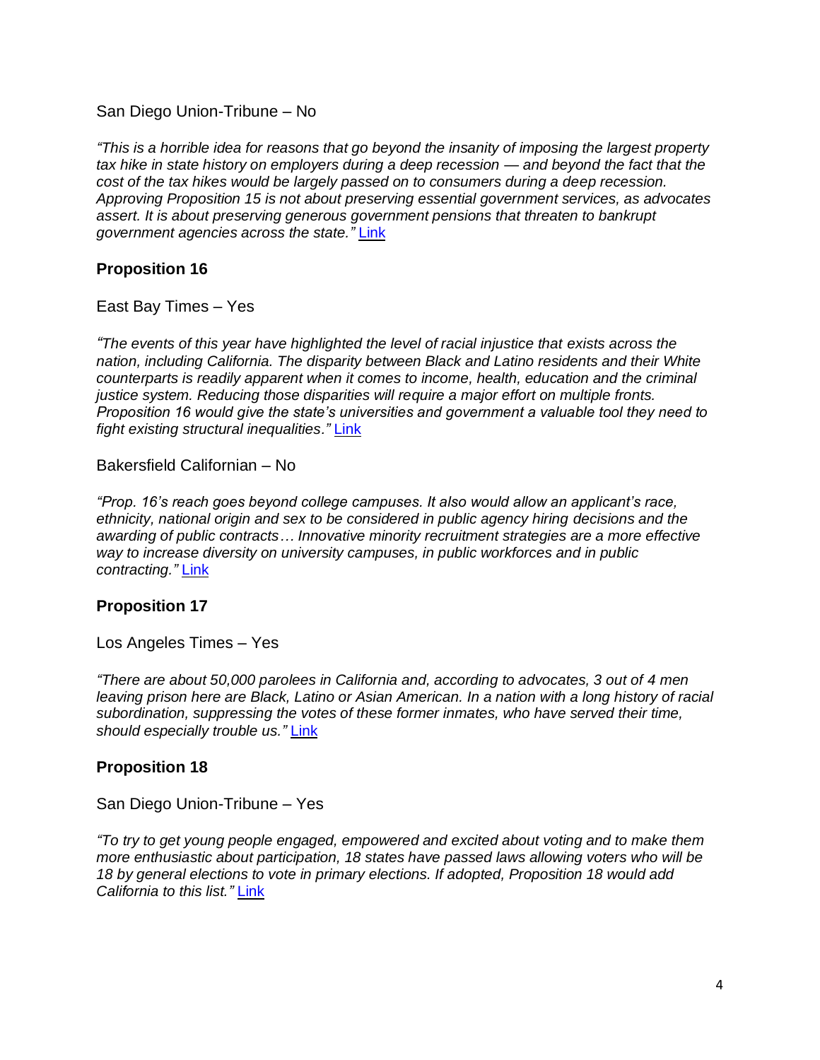San Diego Union-Tribune – No

*"This is a horrible idea for reasons that go beyond the insanity of imposing the largest property tax hike in state history on employers during a deep recession — and beyond the fact that the cost of the tax hikes would be largely passed on to consumers during a deep recession. Approving Proposition 15 is not about preserving essential government services, as advocates assert. It is about preserving generous government pensions that threaten to bankrupt government agencies across the state."* Link

## Proposition 16

East Bay Times – Yes

*"The events of this year have highlighted the level of racial injustice that exists across the nation, including California. The disparity between Black and Latino residents and their White counterparts is readily apparent when it comes to income, health, education and the criminal justice system. Reducing those disparities will require a major effort on multiple fronts. Proposition 16 would give the state's universities and government a valuable tool they need to fight existing structural inequalities."* Link

Bakersfield Californian – No

*"Prop. 16's reach goes beyond college campuses. It also would allow an applicant's race, ethnicity, national origin and sex to be considered in public agency hiring decisions and the awarding of public contracts… Innovative minority recruitment strategies are a more effective way to increase diversity on university campuses, in public workforces and in public contracting."* Link

## Proposition 17

Los Angeles Times – Yes

*"There are about 50,000 parolees in California and, according to advocates, 3 out of 4 men leaving prison here are Black, Latino or Asian American. In a nation with a long history of racial subordination, suppressing the votes of these former inmates, who have served their time, should especially trouble us."* Link

## Proposition 18

San Diego Union-Tribune – Yes

*"To try to get young people engaged, empowered and excited about voting and to make them more enthusiastic about participation, 18 states have passed laws allowing voters who will be 18 by general elections to vote in primary elections. If adopted, Proposition 18 would add California to this list."* Link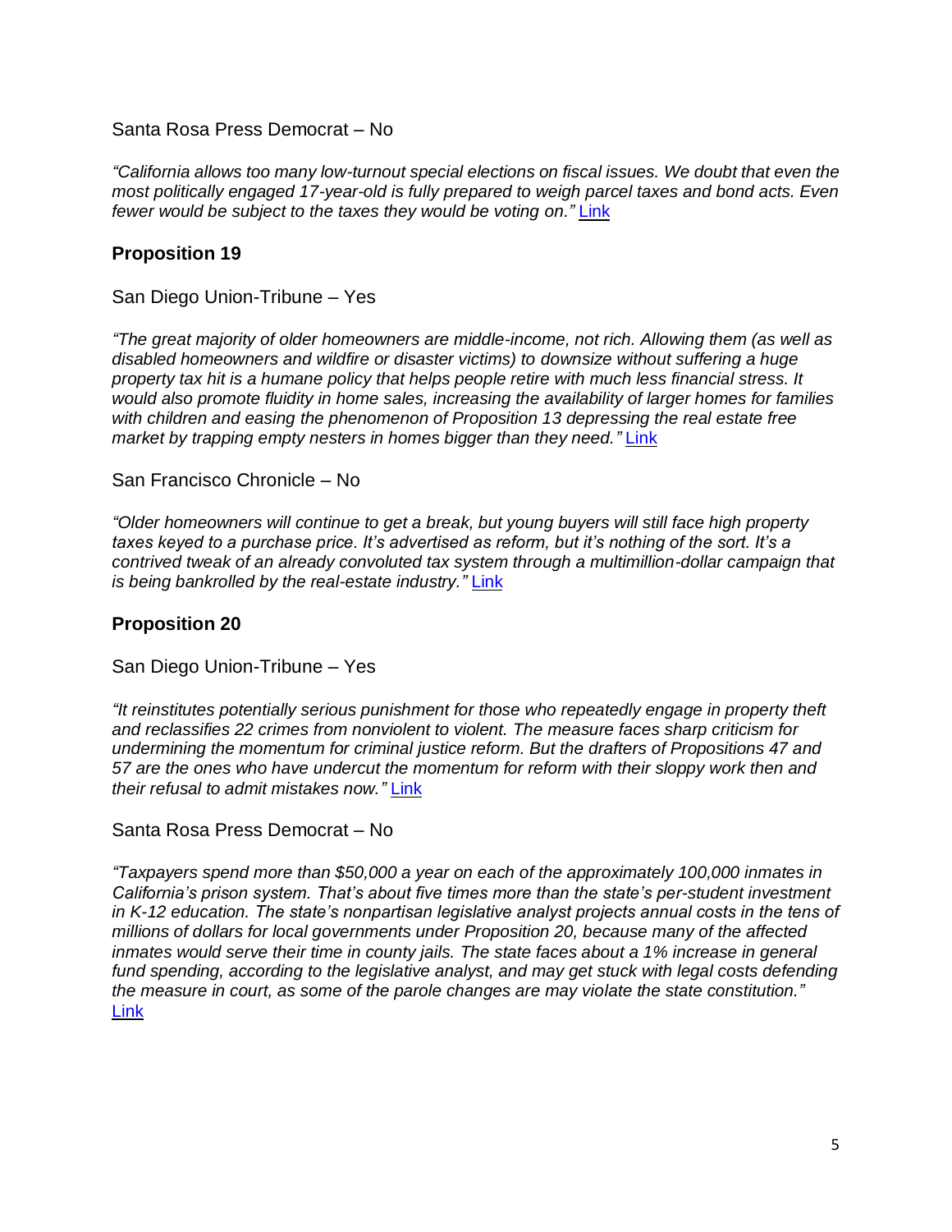Santa Rosa Press Democrat – No

*"California allows too many low-turnout special elections on fiscal issues. We doubt that even the most politically engaged 17-year-old is fully prepared to weigh parcel taxes and bond acts. Even fewer would be subject to the taxes they would be voting on."* [Link]

## Proposition 19

San Diego Union-Tribune – Yes

*"The great majority of older homeowners are middle-income, not rich. Allowing them (as well as disabled homeowners and wildfire or disaster victims) to downsize without suffering a huge property tax hit is a humane policy that helps people retire with much less financial stress. It would also promote fluidity in home sales, increasing the availability of larger homes for families with children and easing the phenomenon of Proposition 13 depressing the real estate free market by trapping empty nesters in homes bigger than they need."* [Link]

San Francisco Chronicle – No

*"Older homeowners will continue to get a break, but young buyers will still face high property taxes keyed to a purchase price. It's advertised as reform, but it's nothing of the sort. It's a contrived tweak of an already convoluted tax system through a multimillion-dollar campaign that is being bankrolled by the real-estate industry."* [Link]

## Proposition 20

San Diego Union-Tribune – Yes

*"It reinstitutes potentially serious punishment for those who repeatedly engage in property theft and reclassifies 22 crimes from nonviolent to violent. The measure faces sharp criticism for undermining the momentum for criminal justice reform. But the drafters of Propositions 47 and 57 are the ones who have undercut the momentum for reform with their sloppy work then and their refusal to admit mistakes now."* [Link]

Santa Rosa Press Democrat – No

*"Taxpayers spend more than $50,000 a year on each of the approximately 100,000 inmates in California's prison system. That's about five times more than the state's per-student investment in K-12 education. The state's nonpartisan legislative analyst projects annual costs in the tens of millions of dollars for local governments under Proposition 20, because many of the affected inmates would serve their time in county jails. The state faces about a 1% increase in general fund spending, according to the legislative analyst, and may get stuck with legal costs defending the measure in court, as some of the parole changes are may violate the state constitution."* [Link]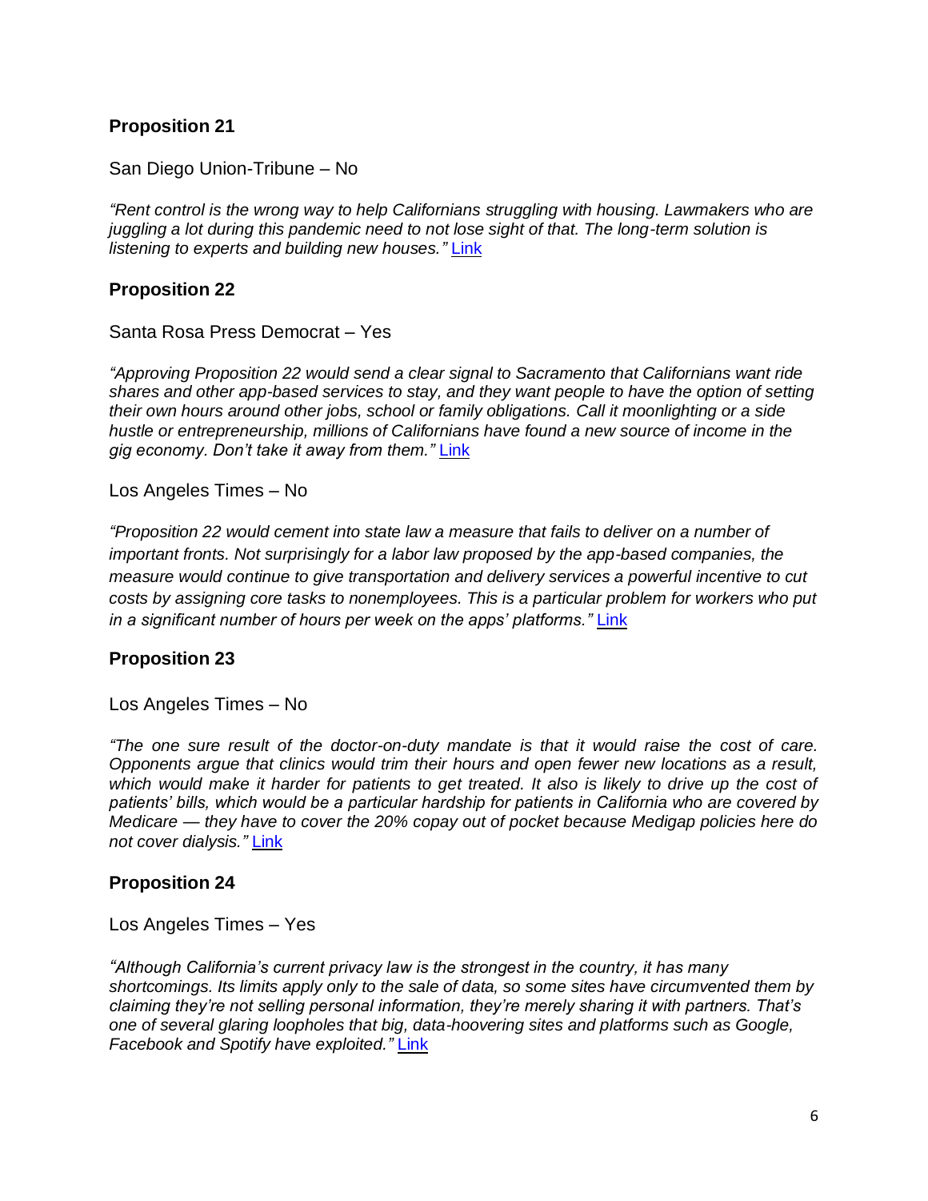## Proposition 21

San Diego Union-Tribune – No

*"Rent control is the wrong way to help Californians struggling with housing. Lawmakers who are juggling a lot during this pandemic need to not lose sight of that. The long-term solution is listening to experts and building new houses."* [Link]

## Proposition 22

Santa Rosa Press Democrat – Yes

*"Approving Proposition 22 would send a clear signal to Sacramento that Californians want ride shares and other app-based services to stay, and they want people to have the option of setting their own hours around other jobs, school or family obligations. Call it moonlighting or a side hustle or entrepreneurship, millions of Californians have found a new source of income in the gig economy. Don't take it away from them."* [Link]

Los Angeles Times – No

*"Proposition 22 would cement into state law a measure that fails to deliver on a number of important fronts. Not surprisingly for a labor law proposed by the app-based companies, the measure would continue to give transportation and delivery services a powerful incentive to cut costs by assigning core tasks to nonemployees. This is a particular problem for workers who put in a significant number of hours per week on the apps' platforms."* [Link]

## Proposition 23

Los Angeles Times – No

*"The one sure result of the doctor-on-duty mandate is that it would raise the cost of care. Opponents argue that clinics would trim their hours and open fewer new locations as a result, which would make it harder for patients to get treated. It also is likely to drive up the cost of patients' bills, which would be a particular hardship for patients in California who are covered by Medicare — they have to cover the 20% copay out of pocket because Medigap policies here do not cover dialysis."* [Link]

## Proposition 24

Los Angeles Times – Yes

*"Although California's current privacy law is the strongest in the country, it has many shortcomings. Its limits apply only to the sale of data, so some sites have circumvented them by claiming they're not selling personal information, they're merely sharing it with partners. That's one of several glaring loopholes that big, data-hoovering sites and platforms such as Google, Facebook and Spotify have exploited."* [Link]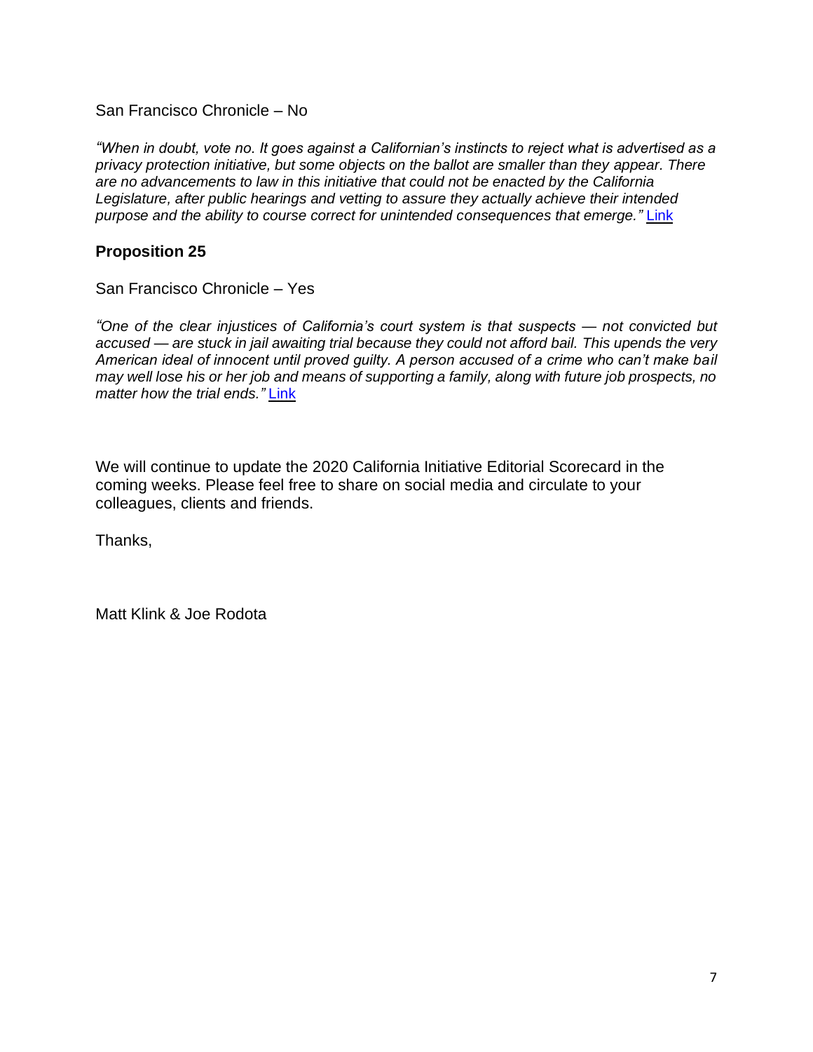San Francisco Chronicle – No

*“When in doubt, vote no. It goes against a Californian’s instincts to reject what is advertised as a privacy protection initiative, but some objects on the ballot are smaller than they appear. There are no advancements to law in this initiative that could not be enacted by the California Legislature, after public hearings and vetting to assure they actually achieve their intended purpose and the ability to course correct for unintended consequences that emerge.”* Link

### Proposition 25

San Francisco Chronicle – Yes

*“One of the clear injustices of California’s court system is that suspects — not convicted but accused — are stuck in jail awaiting trial because they could not afford bail. This upends the very American ideal of innocent until proved guilty. A person accused of a crime who can’t make bail may well lose his or her job and means of supporting a family, along with future job prospects, no matter how the trial ends.”* Link

We will continue to update the 2020 California Initiative Editorial Scorecard in the coming weeks. Please feel free to share on social media and circulate to your colleagues, clients and friends.

Thanks,

Matt Klink & Joe Rodota